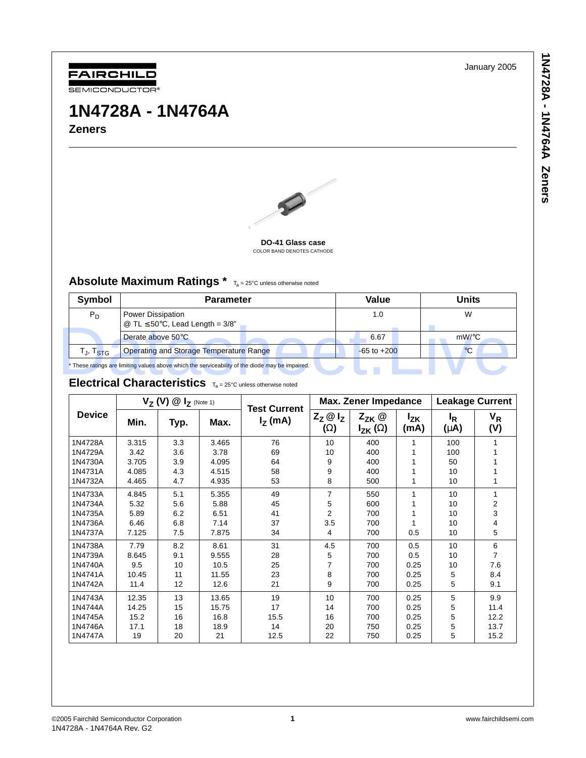FAIRCHILD SEMICONDUCTOR®

January 2005

# 1N4728A - 1N4764A

## Zeners

**DO-41 Glass case**
COLOR BAND DENOTES CATHODE

## Absolute Maximum Ratings * $T_a$ = 25°C unless otherwise noted

| Symbol | Parameter | Value | Units |
|---|---|---|---|
| $P_D$ | Power Dissipation @ TL ≤50°C, Lead Length = 3/8" | 1.0 | W |
| | Derate above 50°C | 6.67 | mW/°C |
| $T_J$, $T_{STG}$ | Operating and Storage Temperature Range | -65 to +200 | °C |

* These ratings are limiting values above which the serviceability of the diode may be impaired.

## Electrical Characteristics $T_a$ = 25°C unless otherwise noted

| Device | $V_Z$ (V) @ $I_Z$ (Note 1) | | | Test Current $I_Z$ (mA) | Max. Zener Impedance | | | Leakage Current | |
|---|---|---|---|---|---|---|---|---|---|
| | Min. | Typ. | Max. | | $Z_Z$ @ $I_Z$ (Ω) | $Z_{ZK}$ @ $I_{ZK}$ (Ω) | $I_{ZK}$ (mA) | $I_R$ (μA) | $V_R$ (V) |
| 1N4728A | 3.315 | 3.3 | 3.465 | 76 | 10 | 400 | 1 | 100 | 1 |
| 1N4729A | 3.42 | 3.6 | 3.78 | 69 | 10 | 400 | 1 | 100 | 1 |
| 1N4730A | 3.705 | 3.9 | 4.095 | 64 | 9 | 400 | 1 | 50 | 1 |
| 1N4731A | 4.085 | 4.3 | 4.515 | 58 | 9 | 400 | 1 | 10 | 1 |
| 1N4732A | 4.465 | 4.7 | 4.935 | 53 | 8 | 500 | 1 | 10 | 1 |
| 1N4733A | 4.845 | 5.1 | 5.355 | 49 | 7 | 550 | 1 | 10 | 1 |
| 1N4734A | 5.32 | 5.6 | 5.88 | 45 | 5 | 600 | 1 | 10 | 2 |
| 1N4735A | 5.89 | 6.2 | 6.51 | 41 | 2 | 700 | 1 | 10 | 3 |
| 1N4736A | 6.46 | 6.8 | 7.14 | 37 | 3.5 | 700 | 1 | 10 | 4 |
| 1N4737A | 7.125 | 7.5 | 7.875 | 34 | 4 | 700 | 0.5 | 10 | 5 |
| 1N4738A | 7.79 | 8.2 | 8.61 | 31 | 4.5 | 700 | 0.5 | 10 | 6 |
| 1N4739A | 8.645 | 9.1 | 9.555 | 28 | 5 | 700 | 0.5 | 10 | 7 |
| 1N4740A | 9.5 | 10 | 10.5 | 25 | 7 | 700 | 0.25 | 10 | 7.6 |
| 1N4741A | 10.45 | 11 | 11.55 | 23 | 8 | 700 | 0.25 | 5 | 8.4 |
| 1N4742A | 11.4 | 12 | 12.6 | 21 | 9 | 700 | 0.25 | 5 | 9.1 |
| 1N4743A | 12.35 | 13 | 13.65 | 19 | 10 | 700 | 0.25 | 5 | 9.9 |
| 1N4744A | 14.25 | 15 | 15.75 | 17 | 14 | 700 | 0.25 | 5 | 11.4 |
| 1N4745A | 15.2 | 16 | 16.8 | 15.5 | 16 | 700 | 0.25 | 5 | 12.2 |
| 1N4746A | 17.1 | 18 | 18.9 | 14 | 20 | 750 | 0.25 | 5 | 13.7 |
| 1N4747A | 19 | 20 | 21 | 12.5 | 22 | 750 | 0.25 | 5 | 15.2 |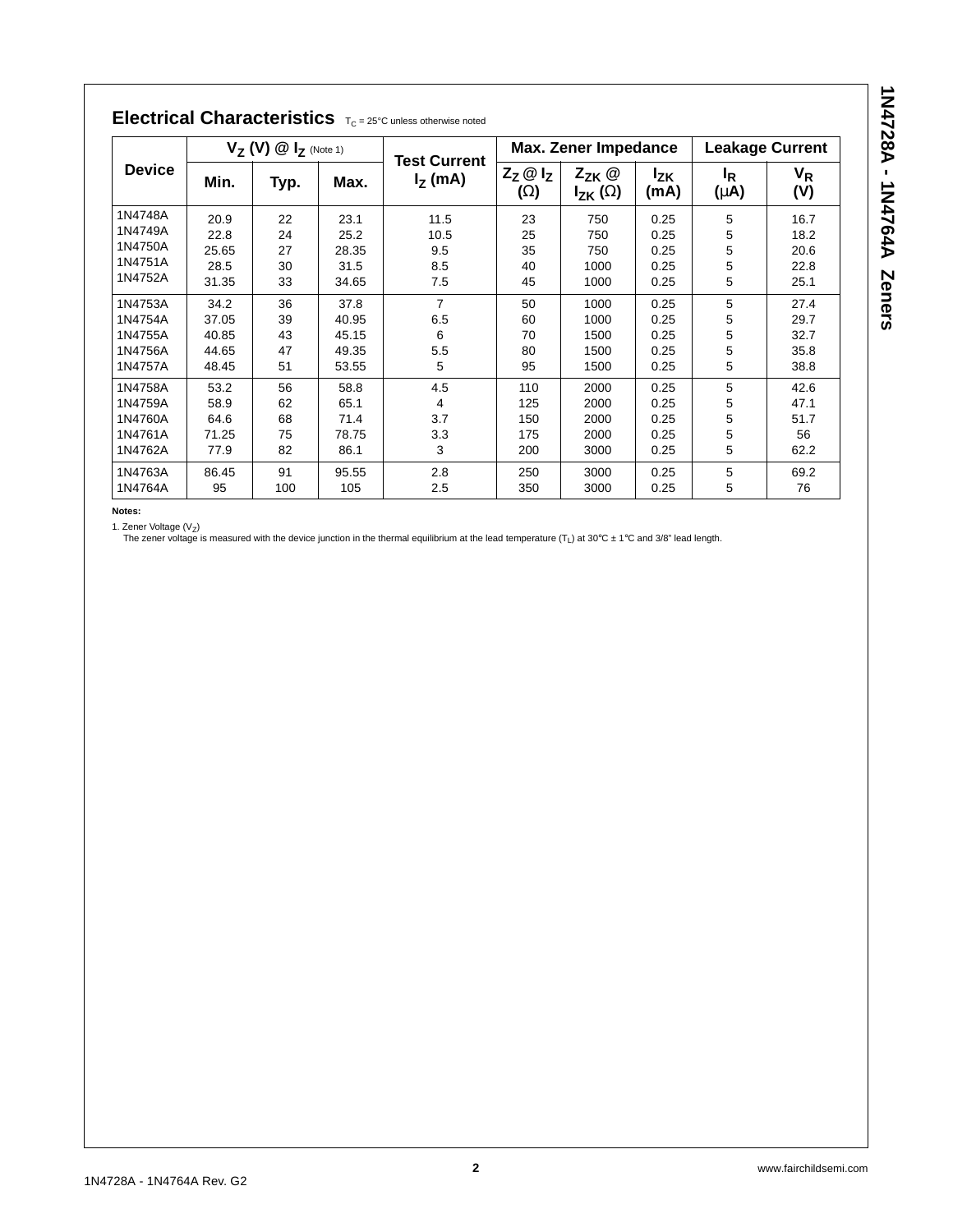## Electrical Characteristics $T_C$ = 25°C unless otherwise noted

| Device | $V_Z$ (V) @ $I_Z$ (Note 1) | | | Test Current | Max. Zener Impedance | | | Leakage Current | |
|---|---|---|---|---|---|---|---|---|---|
| | Min. | Typ. | Max. | $I_Z$ (mA) | $Z_Z$ @ $I_Z$ ($\Omega$) | $Z_{ZK}$ @ $I_{ZK}$ ($\Omega$) | $I_{ZK}$ (mA) | $I_R$ ($\mu$A) | $V_R$ (V) |
| 1N4748A | 20.9 | 22 | 23.1 | 11.5 | 23 | 750 | 0.25 | 5 | 16.7 |
| 1N4749A | 22.8 | 24 | 25.2 | 10.5 | 25 | 750 | 0.25 | 5 | 18.2 |
| 1N4750A | 25.65 | 27 | 28.35 | 9.5 | 35 | 750 | 0.25 | 5 | 20.6 |
| 1N4751A | 28.5 | 30 | 31.5 | 8.5 | 40 | 1000 | 0.25 | 5 | 22.8 |
| 1N4752A | 31.35 | 33 | 34.65 | 7.5 | 45 | 1000 | 0.25 | 5 | 25.1 |
| 1N4753A | 34.2 | 36 | 37.8 | 7 | 50 | 1000 | 0.25 | 5 | 27.4 |
| 1N4754A | 37.05 | 39 | 40.95 | 6.5 | 60 | 1000 | 0.25 | 5 | 29.7 |
| 1N4755A | 40.85 | 43 | 45.15 | 6 | 70 | 1500 | 0.25 | 5 | 32.7 |
| 1N4756A | 44.65 | 47 | 49.35 | 5.5 | 80 | 1500 | 0.25 | 5 | 35.8 |
| 1N4757A | 48.45 | 51 | 53.55 | 5 | 95 | 1500 | 0.25 | 5 | 38.8 |
| 1N4758A | 53.2 | 56 | 58.8 | 4.5 | 110 | 2000 | 0.25 | 5 | 42.6 |
| 1N4759A | 58.9 | 62 | 65.1 | 4 | 125 | 2000 | 0.25 | 5 | 47.1 |
| 1N4760A | 64.6 | 68 | 71.4 | 3.7 | 150 | 2000 | 0.25 | 5 | 51.7 |
| 1N4761A | 71.25 | 75 | 78.75 | 3.3 | 175 | 2000 | 0.25 | 5 | 56 |
| 1N4762A | 77.9 | 82 | 86.1 | 3 | 200 | 3000 | 0.25 | 5 | 62.2 |
| 1N4763A | 86.45 | 91 | 95.55 | 2.8 | 250 | 3000 | 0.25 | 5 | 69.2 |
| 1N4764A | 95 | 100 | 105 | 2.5 | 350 | 3000 | 0.25 | 5 | 76 |

**Notes:**

1. Zener Voltage ($V_Z$)
   The zener voltage is measured with the device junction in the thermal equilibrium at the lead temperature ($T_L$) at 30°C ± 1°C and 3/8" lead length.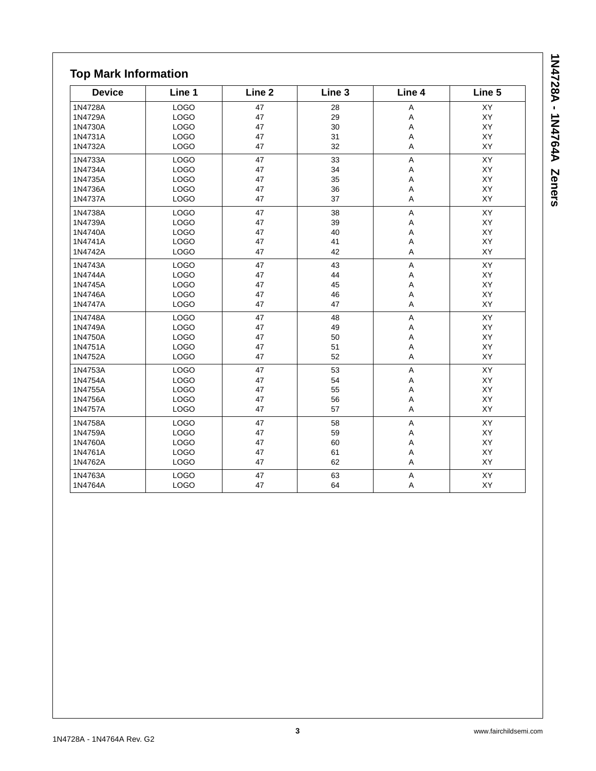## Top Mark Information

| Device | Line 1 | Line 2 | Line 3 | Line 4 | Line 5 |
|---|---|---|---|---|---|
| 1N4728A | LOGO | 47 | 28 | A | XY |
| 1N4729A | LOGO | 47 | 29 | A | XY |
| 1N4730A | LOGO | 47 | 30 | A | XY |
| 1N4731A | LOGO | 47 | 31 | A | XY |
| 1N4732A | LOGO | 47 | 32 | A | XY |
| 1N4733A | LOGO | 47 | 33 | A | XY |
| 1N4734A | LOGO | 47 | 34 | A | XY |
| 1N4735A | LOGO | 47 | 35 | A | XY |
| 1N4736A | LOGO | 47 | 36 | A | XY |
| 1N4737A | LOGO | 47 | 37 | A | XY |
| 1N4738A | LOGO | 47 | 38 | A | XY |
| 1N4739A | LOGO | 47 | 39 | A | XY |
| 1N4740A | LOGO | 47 | 40 | A | XY |
| 1N4741A | LOGO | 47 | 41 | A | XY |
| 1N4742A | LOGO | 47 | 42 | A | XY |
| 1N4743A | LOGO | 47 | 43 | A | XY |
| 1N4744A | LOGO | 47 | 44 | A | XY |
| 1N4745A | LOGO | 47 | 45 | A | XY |
| 1N4746A | LOGO | 47 | 46 | A | XY |
| 1N4747A | LOGO | 47 | 47 | A | XY |
| 1N4748A | LOGO | 47 | 48 | A | XY |
| 1N4749A | LOGO | 47 | 49 | A | XY |
| 1N4750A | LOGO | 47 | 50 | A | XY |
| 1N4751A | LOGO | 47 | 51 | A | XY |
| 1N4752A | LOGO | 47 | 52 | A | XY |
| 1N4753A | LOGO | 47 | 53 | A | XY |
| 1N4754A | LOGO | 47 | 54 | A | XY |
| 1N4755A | LOGO | 47 | 55 | A | XY |
| 1N4756A | LOGO | 47 | 56 | A | XY |
| 1N4757A | LOGO | 47 | 57 | A | XY |
| 1N4758A | LOGO | 47 | 58 | A | XY |
| 1N4759A | LOGO | 47 | 59 | A | XY |
| 1N4760A | LOGO | 47 | 60 | A | XY |
| 1N4761A | LOGO | 47 | 61 | A | XY |
| 1N4762A | LOGO | 47 | 62 | A | XY |
| 1N4763A | LOGO | 47 | 63 | A | XY |
| 1N4764A | LOGO | 47 | 64 | A | XY |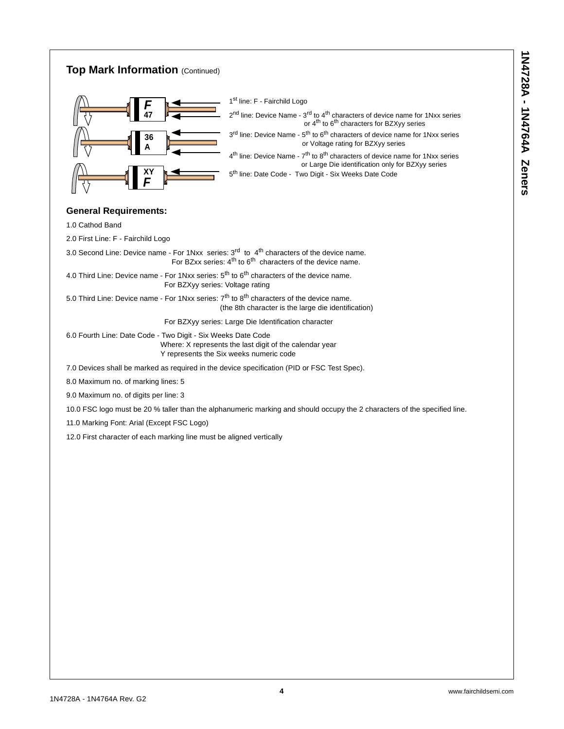## Top Mark Information (Continued)

1st line: F - Fairchild Logo

2nd line: Device Name - 3rd to 4th characters of device name for 1Nxx series or 4th to 6th characters for BZXyy series

3rd line: Device Name - 5th to 6th characters of device name for 1Nxx series or Voltage rating for BZXyy series

4th line: Device Name - 7th to 8th characters of device name for 1Nxx series or Large Die identification only for BZXyy series

5th line: Date Code - Two Digit - Six Weeks Date Code

### General Requirements:

1.0 Cathod Band

2.0 First Line: F - Fairchild Logo

3.0 Second Line: Device name - For 1Nxx series: 3rd to 4th characters of the device name.
For BZxx series: 4th to 6th characters of the device name.

4.0 Third Line: Device name - For 1Nxx series: 5th to 6th characters of the device name.
For BZXyy series: Voltage rating

5.0 Third Line: Device name - For 1Nxx series: 7th to 8th characters of the device name.
(the 8th character is the large die identification)

For BZXyy series: Large Die Identification character

6.0 Fourth Line: Date Code - Two Digit - Six Weeks Date Code
Where: X represents the last digit of the calendar year
Y represents the Six weeks numeric code

7.0 Devices shall be marked as required in the device specification (PID or FSC Test Spec).

8.0 Maximum no. of marking lines: 5

9.0 Maximum no. of digits per line: 3

10.0 FSC logo must be 20 % taller than the alphanumeric marking and should occupy the 2 characters of the specified line.

11.0 Marking Font: Arial (Except FSC Logo)

12.0 First character of each marking line must be aligned vertically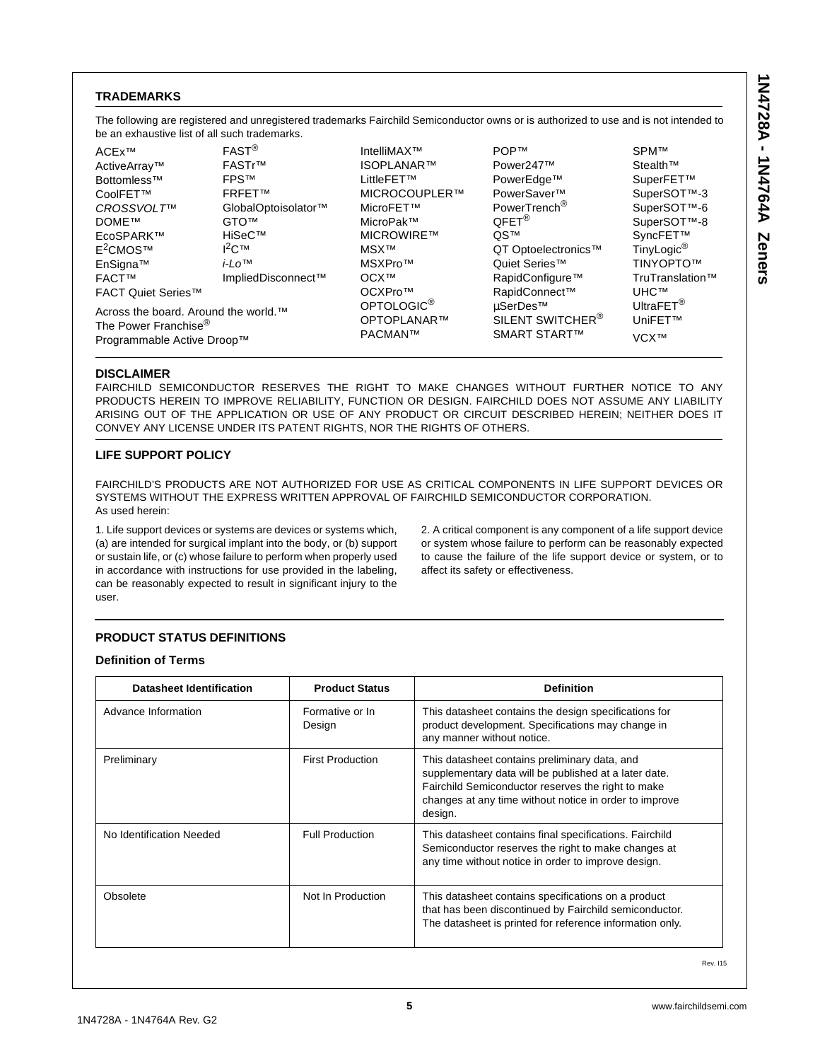## TRADEMARKS

The following are registered and unregistered trademarks Fairchild Semiconductor owns or is authorized to use and is not intended to be an exhaustive list of all such trademarks.

ACEx™
ActiveArray™
Bottomless™
CoolFET™
*CROSSVOLT*™
DOME™
EcoSPARK™
E²CMOS™
EnSigna™
FACT™
FACT Quiet Series™
Across the board. Around the world.™
The Power Franchise®
Programmable Active Droop™
FAST®
FASTr™
FPS™
FRFET™
GlobalOptoisolator™
GTO™
HiSeC™
I²C™
*i-Lo*™
ImpliedDisconnect™
IntelliMAX™
ISOPLANAR™
LittleFET™
MICROCOUPLER™
MicroFET™
MicroPak™
MICROWIRE™
MSX™
MSXPro™
OCX™
OCXPro™
OPTOLOGIC®
OPTOPLANAR™
PACMAN™
POP™
Power247™
PowerEdge™
PowerSaver™
PowerTrench®
QFET®
QS™
QT Optoelectronics™
Quiet Series™
RapidConfigure™
RapidConnect™
µSerDes™
SILENT SWITCHER®
SMART START™
SPM™
Stealth™
SuperFET™
SuperSOT™-3
SuperSOT™-6
SuperSOT™-8
SyncFET™
TinyLogic®
TINYOPTO™
TruTranslation™
UHC™
UltraFET®
UniFET™
VCX™

## DISCLAIMER

FAIRCHILD SEMICONDUCTOR RESERVES THE RIGHT TO MAKE CHANGES WITHOUT FURTHER NOTICE TO ANY PRODUCTS HEREIN TO IMPROVE RELIABILITY, FUNCTION OR DESIGN. FAIRCHILD DOES NOT ASSUME ANY LIABILITY ARISING OUT OF THE APPLICATION OR USE OF ANY PRODUCT OR CIRCUIT DESCRIBED HEREIN; NEITHER DOES IT CONVEY ANY LICENSE UNDER ITS PATENT RIGHTS, NOR THE RIGHTS OF OTHERS.

## LIFE SUPPORT POLICY

FAIRCHILD'S PRODUCTS ARE NOT AUTHORIZED FOR USE AS CRITICAL COMPONENTS IN LIFE SUPPORT DEVICES OR SYSTEMS WITHOUT THE EXPRESS WRITTEN APPROVAL OF FAIRCHILD SEMICONDUCTOR CORPORATION.
As used herein:

1. Life support devices or systems are devices or systems which, (a) are intended for surgical implant into the body, or (b) support or sustain life, or (c) whose failure to perform when properly used in accordance with instructions for use provided in the labeling, can be reasonably expected to result in significant injury to the user.

2. A critical component is any component of a life support device or system whose failure to perform can be reasonably expected to cause the failure of the life support device or system, or to affect its safety or effectiveness.

## PRODUCT STATUS DEFINITIONS

### Definition of Terms

| Datasheet Identification | Product Status | Definition |
|---|---|---|
| Advance Information | Formative or In Design | This datasheet contains the design specifications for product development. Specifications may change in any manner without notice. |
| Preliminary | First Production | This datasheet contains preliminary data, and supplementary data will be published at a later date. Fairchild Semiconductor reserves the right to make changes at any time without notice in order to improve design. |
| No Identification Needed | Full Production | This datasheet contains final specifications. Fairchild Semiconductor reserves the right to make changes at any time without notice in order to improve design. |
| Obsolete | Not In Production | This datasheet contains specifications on a product that has been discontinued by Fairchild semiconductor. The datasheet is printed for reference information only. |

Rev. I15